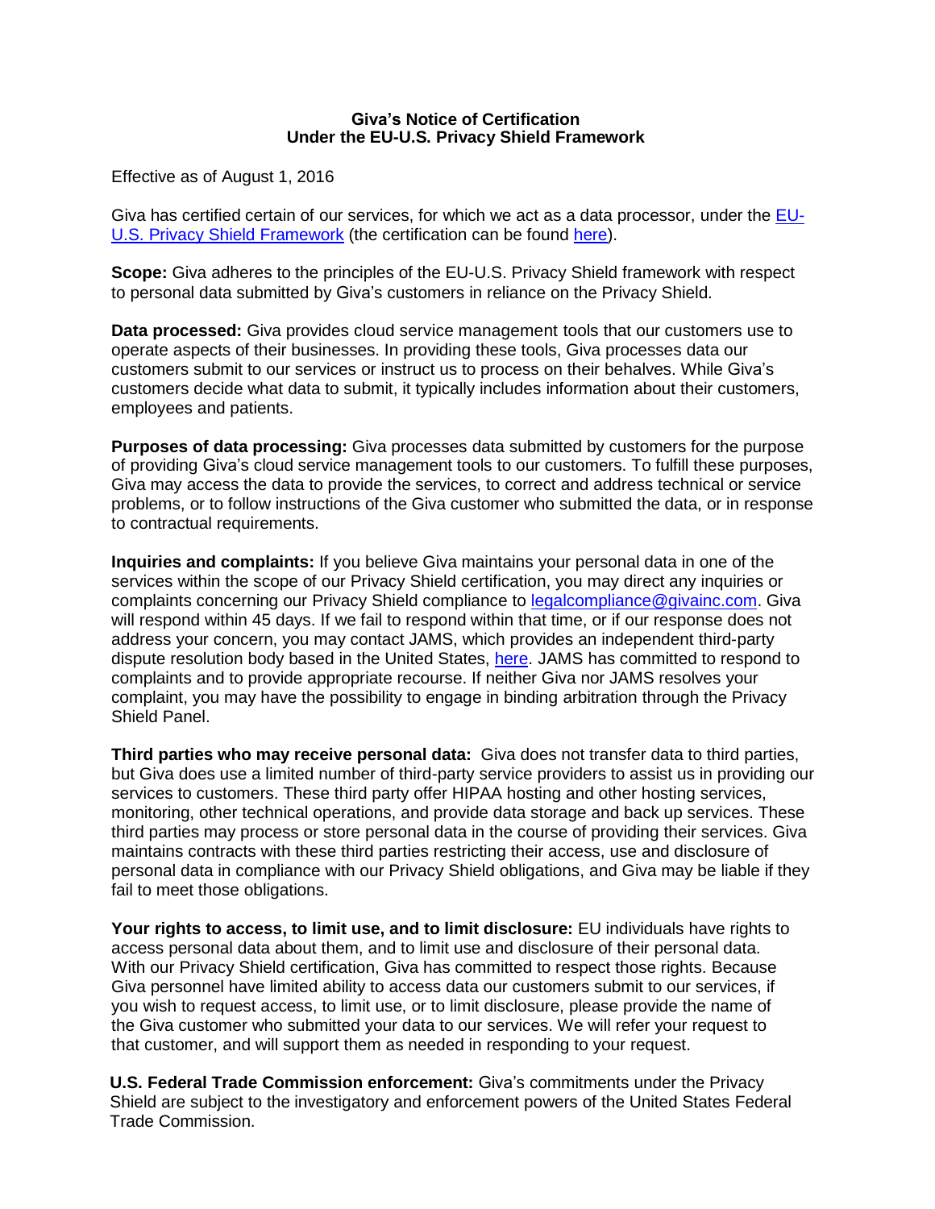**Giva's Notice of Certification
Under the EU-U.S. Privacy Shield Framework**

Effective as of August 1, 2016

Giva has certified certain of our services, for which we act as a data processor, under the [EU-U.S. Privacy Shield Framework]() (the certification can be found [here]()).

**Scope:** Giva adheres to the principles of the EU-U.S. Privacy Shield framework with respect to personal data submitted by Giva's customers in reliance on the Privacy Shield.

**Data processed:** Giva provides cloud service management tools that our customers use to operate aspects of their businesses. In providing these tools, Giva processes data our customers submit to our services or instruct us to process on their behalves. While Giva's customers decide what data to submit, it typically includes information about their customers, employees and patients.

**Purposes of data processing:** Giva processes data submitted by customers for the purpose of providing Giva's cloud service management tools to our customers. To fulfill these purposes, Giva may access the data to provide the services, to correct and address technical or service problems, or to follow instructions of the Giva customer who submitted the data, or in response to contractual requirements.

**Inquiries and complaints:** If you believe Giva maintains your personal data in one of the services within the scope of our Privacy Shield certification, you may direct any inquiries or complaints concerning our Privacy Shield compliance to [legalcompliance@givainc.com](mailto:legalcompliance@givainc.com). Giva will respond within 45 days. If we fail to respond within that time, or if our response does not address your concern, you may contact JAMS, which provides an independent third-party dispute resolution body based in the United States, [here](). JAMS has committed to respond to complaints and to provide appropriate recourse. If neither Giva nor JAMS resolves your complaint, you may have the possibility to engage in binding arbitration through the Privacy Shield Panel.

**Third parties who may receive personal data:** Giva does not transfer data to third parties, but Giva does use a limited number of third-party service providers to assist us in providing our services to customers. These third party offer HIPAA hosting and other hosting services, monitoring, other technical operations, and provide data storage and back up services. These third parties may process or store personal data in the course of providing their services. Giva maintains contracts with these third parties restricting their access, use and disclosure of personal data in compliance with our Privacy Shield obligations, and Giva may be liable if they fail to meet those obligations.

**Your rights to access, to limit use, and to limit disclosure:** EU individuals have rights to access personal data about them, and to limit use and disclosure of their personal data. With our Privacy Shield certification, Giva has committed to respect those rights. Because Giva personnel have limited ability to access data our customers submit to our services, if you wish to request access, to limit use, or to limit disclosure, please provide the name of the Giva customer who submitted your data to our services. We will refer your request to that customer, and will support them as needed in responding to your request.

**U.S. Federal Trade Commission enforcement:** Giva's commitments under the Privacy Shield are subject to the investigatory and enforcement powers of the United States Federal Trade Commission.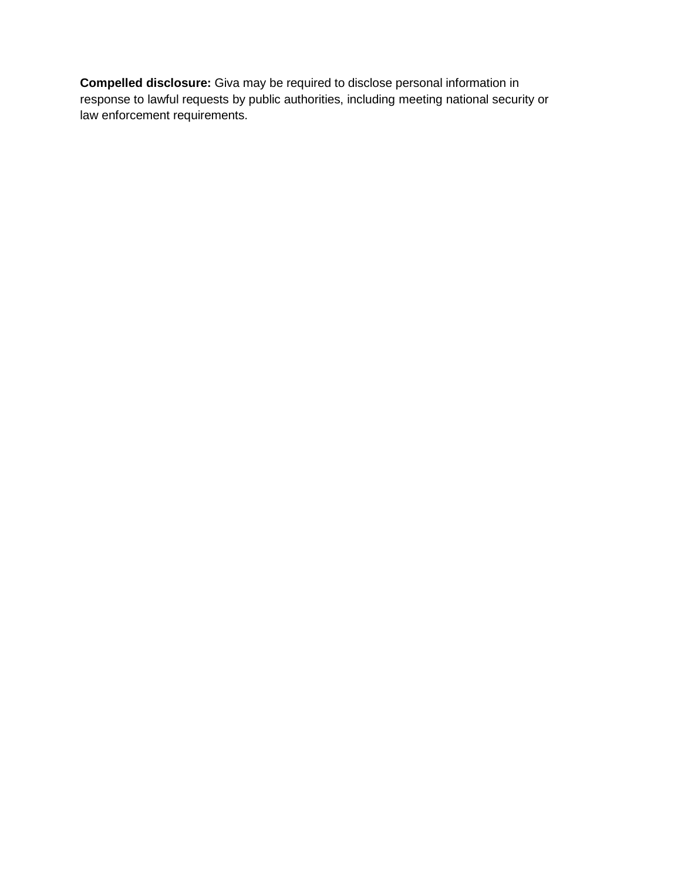**Compelled disclosure:** Giva may be required to disclose personal information in response to lawful requests by public authorities, including meeting national security or law enforcement requirements.